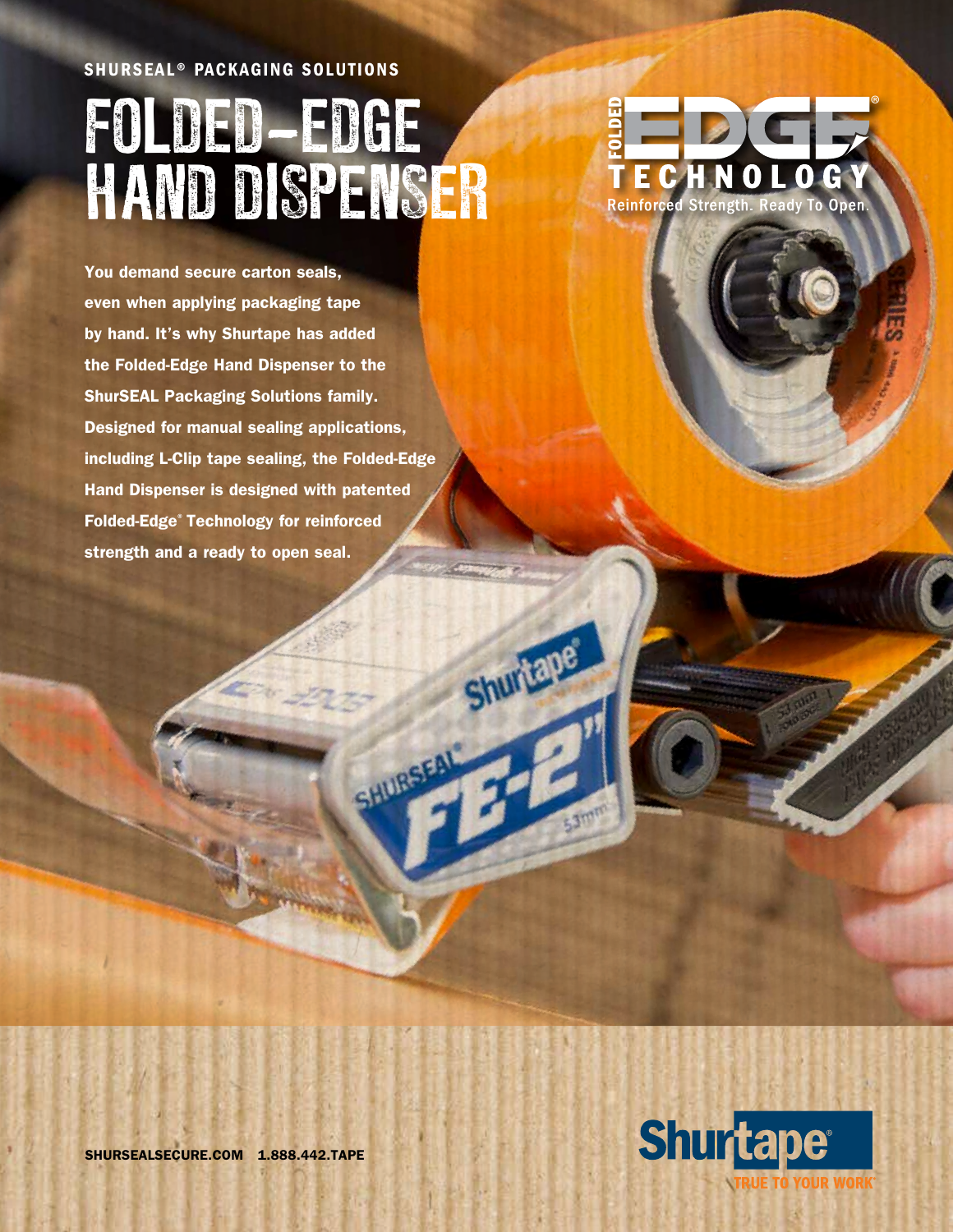SHURSEAL® PACKAGING SOLUTIONS

# FOLDED-EDGE HAND DISPENSER

FOLDED EDGE® TECHNOLOGY
Reinforced Strength. Ready To Open.

**You demand secure carton seals, even when applying packaging tape by hand. It's why Shurtape has added the Folded-Edge Hand Dispenser to the ShurSEAL Packaging Solutions family. Designed for manual sealing applications, including L-Clip tape sealing, the Folded-Edge Hand Dispenser is designed with patented Folded-Edge® Technology for reinforced strength and a ready to open seal.**

**SHURSEALSECURE.COM 1.888.442.TAPE**

Shurtape® TRUE TO YOUR WORK®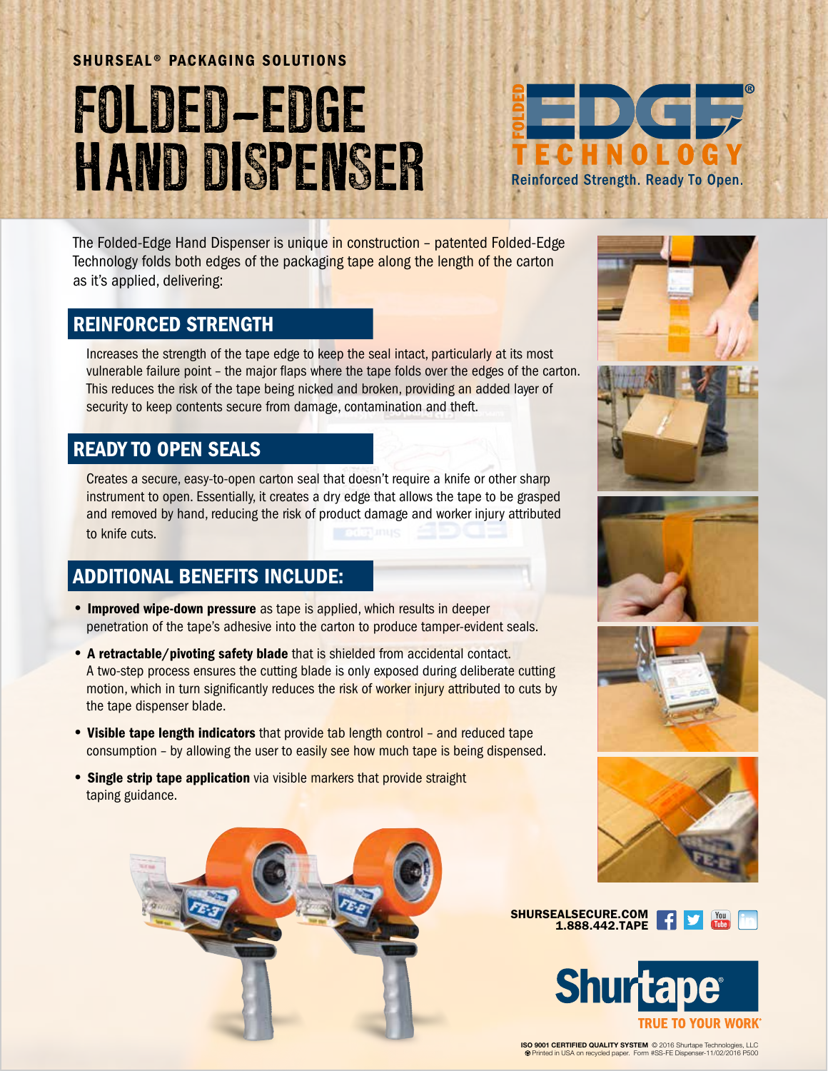SHURSEAL® PACKAGING SOLUTIONS

# FOLDED-EDGE HAND DISPENSER

FOLDED EDGE® TECHNOLOGY
Reinforced Strength. Ready To Open.

The Folded-Edge Hand Dispenser is unique in construction – patented Folded-Edge Technology folds both edges of the packaging tape along the length of the carton as it's applied, delivering:

## REINFORCED STRENGTH

Increases the strength of the tape edge to keep the seal intact, particularly at its most vulnerable failure point – the major flaps where the tape folds over the edges of the carton. This reduces the risk of the tape being nicked and broken, providing an added layer of security to keep contents secure from damage, contamination and theft.

## READY TO OPEN SEALS

Creates a secure, easy-to-open carton seal that doesn't require a knife or other sharp instrument to open. Essentially, it creates a dry edge that allows the tape to be grasped and removed by hand, reducing the risk of product damage and worker injury attributed to knife cuts.

## ADDITIONAL BENEFITS INCLUDE:

- **Improved wipe-down pressure** as tape is applied, which results in deeper penetration of the tape's adhesive into the carton to produce tamper-evident seals.
- **A retractable/pivoting safety blade** that is shielded from accidental contact. A two-step process ensures the cutting blade is only exposed during deliberate cutting motion, which in turn significantly reduces the risk of worker injury attributed to cuts by the tape dispenser blade.
- **Visible tape length indicators** that provide tab length control – and reduced tape consumption – by allowing the user to easily see how much tape is being dispensed.
- **Single strip tape application** via visible markers that provide straight taping guidance.

SHURSEALSECURE.COM
1.888.442.TAPE

Shurtape® TRUE TO YOUR WORK®

ISO 9001 CERTIFIED QUALITY SYSTEM © 2016 Shurtape Technologies, LLC
Printed in USA on recycled paper. Form #SS-FE Dispenser-11/02/2016 P500